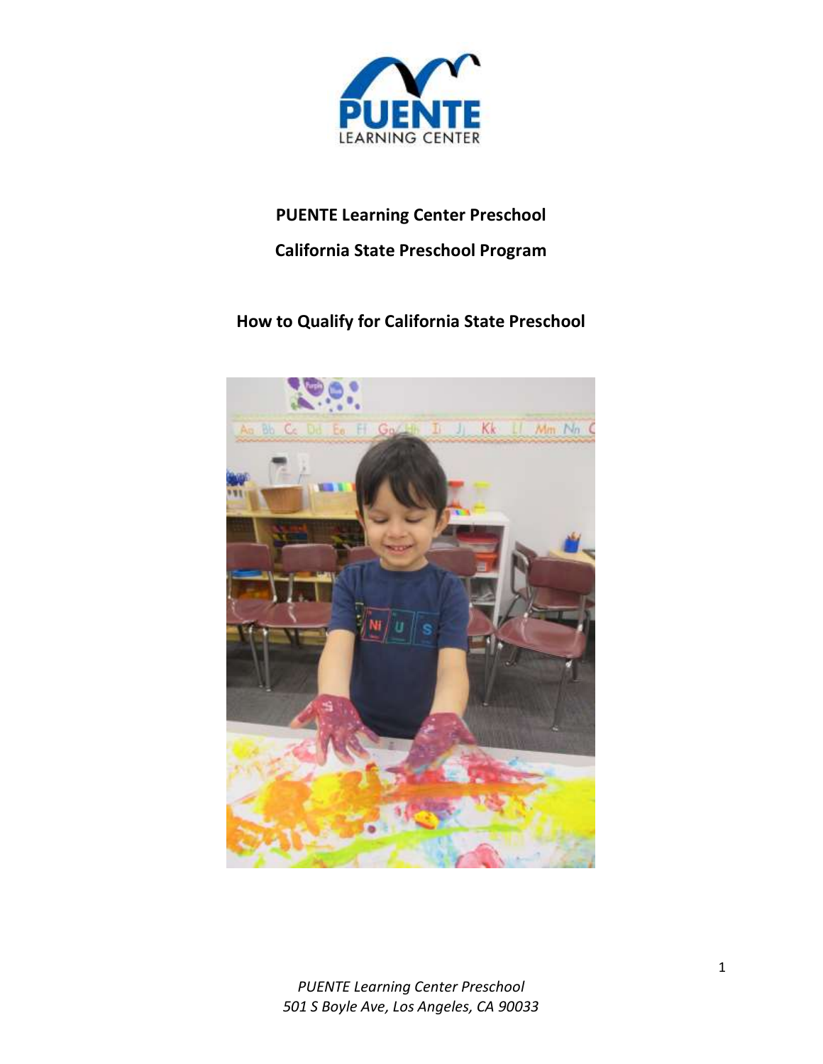PUENTE LEARNING CENTER

# PUENTE Learning Center Preschool

## California State Preschool Program

## How to Qualify for California State Preschool

*PUENTE Learning Center Preschool*
*501 S Boyle Ave, Los Angeles, CA 90033*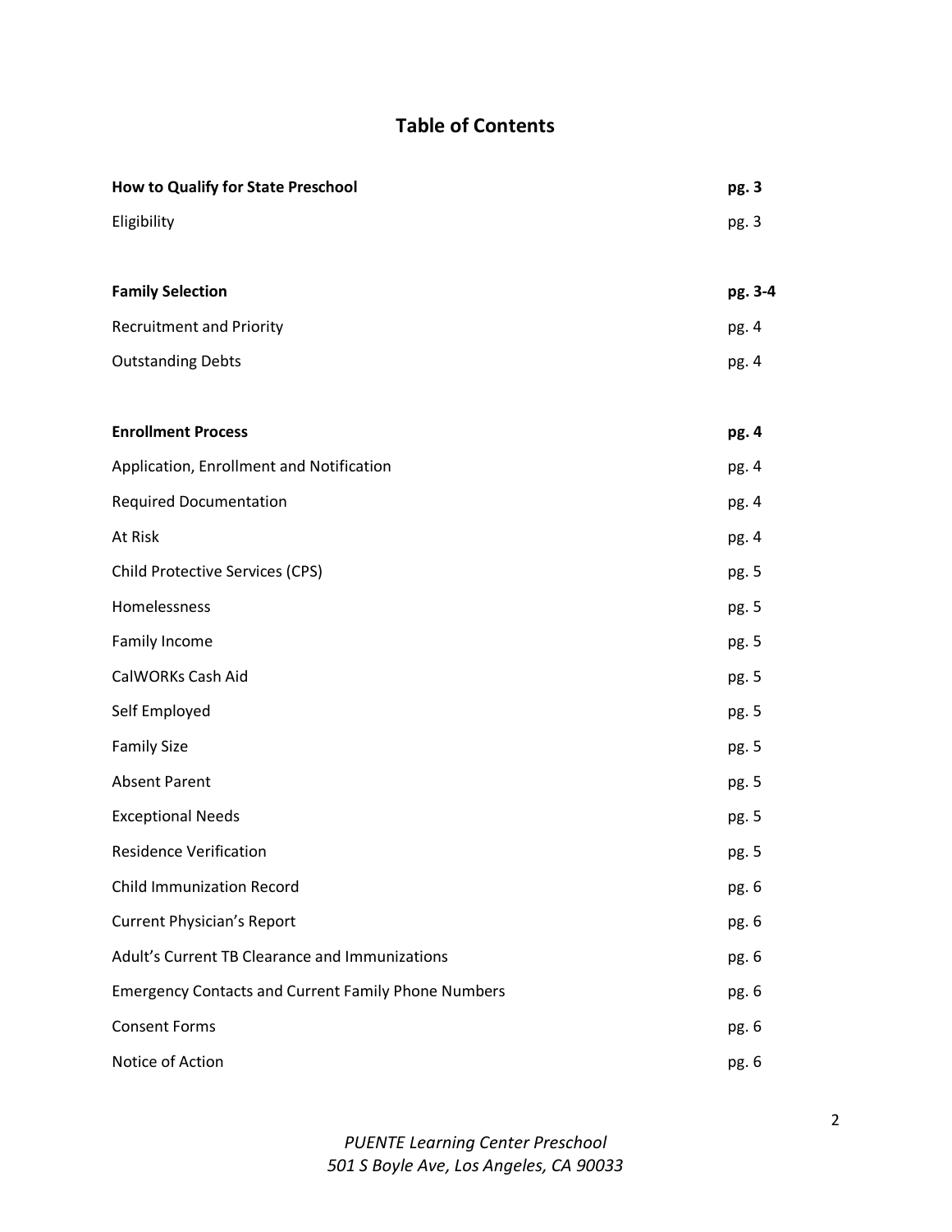# Table of Contents

| | |
|---|---|
| **How to Qualify for State Preschool** | **pg. 3** |
| Eligibility | pg. 3 |
| | |
| **Family Selection** | **pg. 3-4** |
| Recruitment and Priority | pg. 4 |
| Outstanding Debts | pg. 4 |
| | |
| **Enrollment Process** | **pg. 4** |
| Application, Enrollment and Notification | pg. 4 |
| Required Documentation | pg. 4 |
| At Risk | pg. 4 |
| Child Protective Services (CPS) | pg. 5 |
| Homelessness | pg. 5 |
| Family Income | pg. 5 |
| CalWORKs Cash Aid | pg. 5 |
| Self Employed | pg. 5 |
| Family Size | pg. 5 |
| Absent Parent | pg. 5 |
| Exceptional Needs | pg. 5 |
| Residence Verification | pg. 5 |
| Child Immunization Record | pg. 6 |
| Current Physician's Report | pg. 6 |
| Adult's Current TB Clearance and Immunizations | pg. 6 |
| Emergency Contacts and Current Family Phone Numbers | pg. 6 |
| Consent Forms | pg. 6 |
| Notice of Action | pg. 6 |

*PUENTE Learning Center Preschool*
*501 S Boyle Ave, Los Angeles, CA 90033*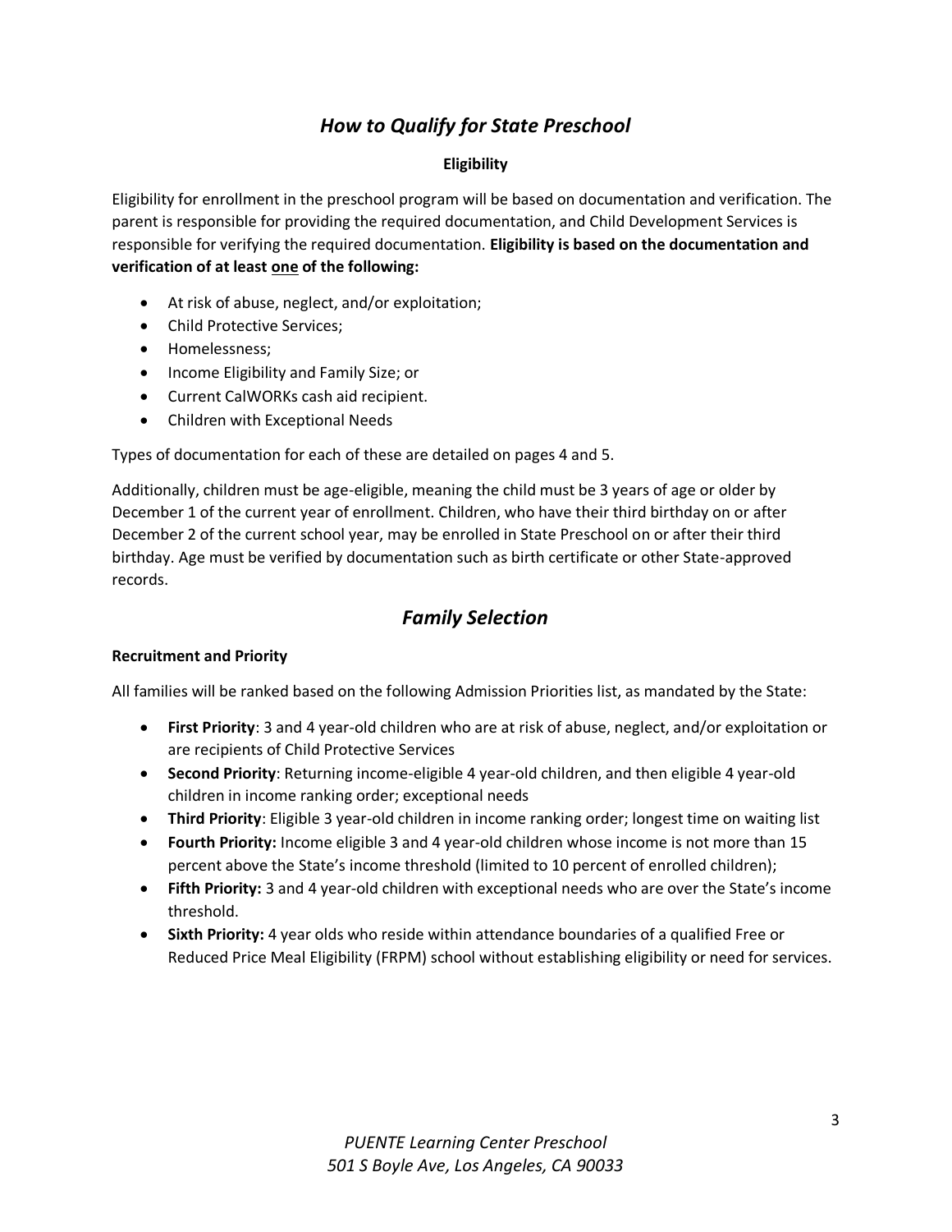# *How to Qualify for State Preschool*

### Eligibility

Eligibility for enrollment in the preschool program will be based on documentation and verification. The parent is responsible for providing the required documentation, and Child Development Services is responsible for verifying the required documentation. **Eligibility is based on the documentation and verification of at least <u>one</u> of the following:**

- At risk of abuse, neglect, and/or exploitation;
- Child Protective Services;
- Homelessness;
- Income Eligibility and Family Size; or
- Current CalWORKs cash aid recipient.
- Children with Exceptional Needs

Types of documentation for each of these are detailed on pages 4 and 5.

Additionally, children must be age-eligible, meaning the child must be 3 years of age or older by December 1 of the current year of enrollment. Children, who have their third birthday on or after December 2 of the current school year, may be enrolled in State Preschool on or after their third birthday. Age must be verified by documentation such as birth certificate or other State-approved records.

# *Family Selection*

### Recruitment and Priority

All families will be ranked based on the following Admission Priorities list, as mandated by the State:

- **First Priority**: 3 and 4 year-old children who are at risk of abuse, neglect, and/or exploitation or are recipients of Child Protective Services
- **Second Priority**: Returning income-eligible 4 year-old children, and then eligible 4 year-old children in income ranking order; exceptional needs
- **Third Priority**: Eligible 3 year-old children in income ranking order; longest time on waiting list
- **Fourth Priority:** Income eligible 3 and 4 year-old children whose income is not more than 15 percent above the State's income threshold (limited to 10 percent of enrolled children);
- **Fifth Priority:** 3 and 4 year-old children with exceptional needs who are over the State's income threshold.
- **Sixth Priority:** 4 year olds who reside within attendance boundaries of a qualified Free or Reduced Price Meal Eligibility (FRPM) school without establishing eligibility or need for services.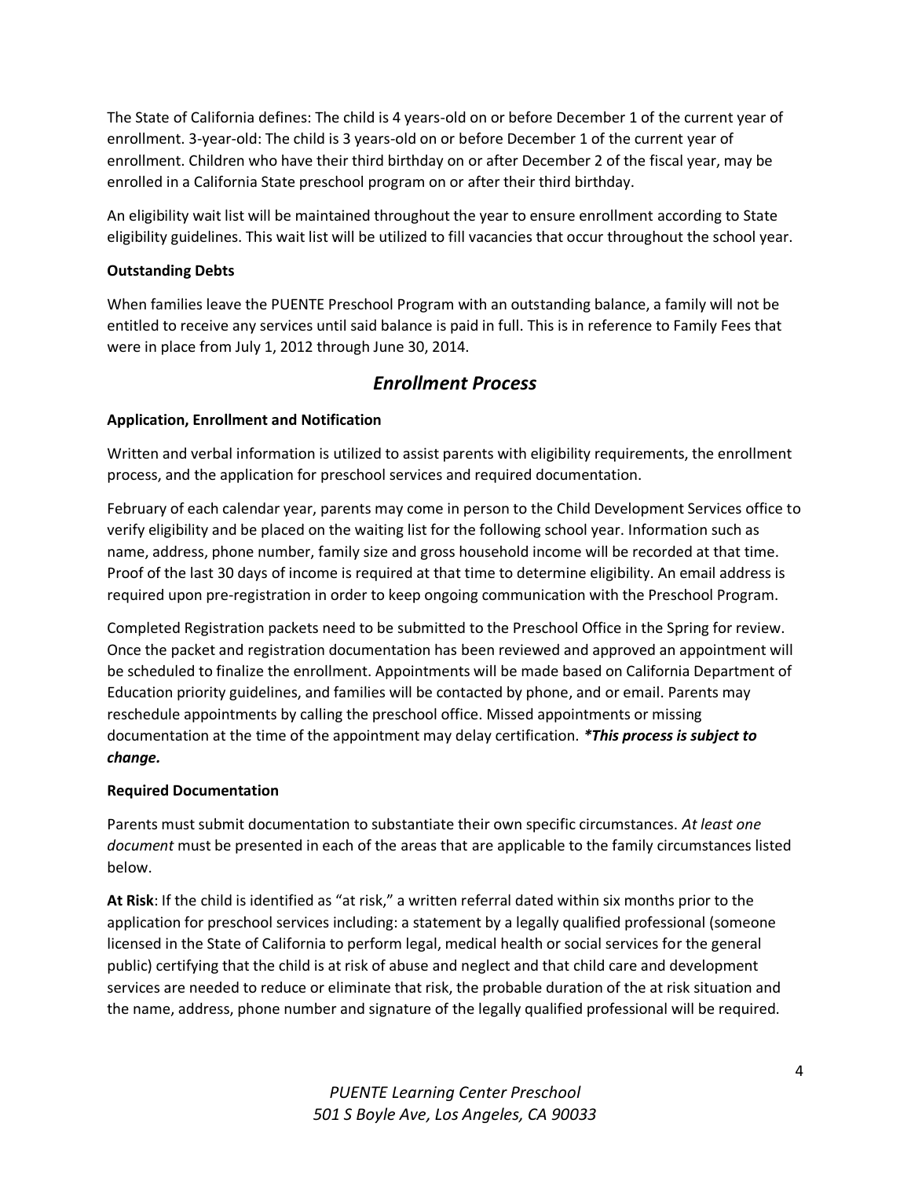The State of California defines: The child is 4 years-old on or before December 1 of the current year of enrollment. 3-year-old: The child is 3 years-old on or before December 1 of the current year of enrollment. Children who have their third birthday on or after December 2 of the fiscal year, may be enrolled in a California State preschool program on or after their third birthday.

An eligibility wait list will be maintained throughout the year to ensure enrollment according to State eligibility guidelines. This wait list will be utilized to fill vacancies that occur throughout the school year.

**Outstanding Debts**

When families leave the PUENTE Preschool Program with an outstanding balance, a family will not be entitled to receive any services until said balance is paid in full. This is in reference to Family Fees that were in place from July 1, 2012 through June 30, 2014.

## *Enrollment Process*

**Application, Enrollment and Notification**

Written and verbal information is utilized to assist parents with eligibility requirements, the enrollment process, and the application for preschool services and required documentation.

February of each calendar year, parents may come in person to the Child Development Services office to verify eligibility and be placed on the waiting list for the following school year. Information such as name, address, phone number, family size and gross household income will be recorded at that time. Proof of the last 30 days of income is required at that time to determine eligibility. An email address is required upon pre-registration in order to keep ongoing communication with the Preschool Program.

Completed Registration packets need to be submitted to the Preschool Office in the Spring for review. Once the packet and registration documentation has been reviewed and approved an appointment will be scheduled to finalize the enrollment. Appointments will be made based on California Department of Education priority guidelines, and families will be contacted by phone, and or email. Parents may reschedule appointments by calling the preschool office. Missed appointments or missing documentation at the time of the appointment may delay certification. ***This process is subject to change.***

**Required Documentation**

Parents must submit documentation to substantiate their own specific circumstances. *At least one document* must be presented in each of the areas that are applicable to the family circumstances listed below.

**At Risk**: If the child is identified as "at risk," a written referral dated within six months prior to the application for preschool services including: a statement by a legally qualified professional (someone licensed in the State of California to perform legal, medical health or social services for the general public) certifying that the child is at risk of abuse and neglect and that child care and development services are needed to reduce or eliminate that risk, the probable duration of the at risk situation and the name, address, phone number and signature of the legally qualified professional will be required.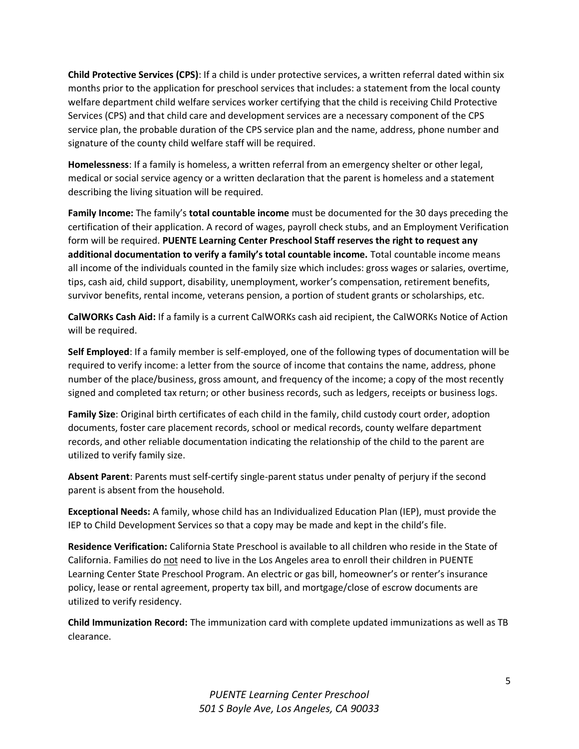**Child Protective Services (CPS)**: If a child is under protective services, a written referral dated within six months prior to the application for preschool services that includes: a statement from the local county welfare department child welfare services worker certifying that the child is receiving Child Protective Services (CPS) and that child care and development services are a necessary component of the CPS service plan, the probable duration of the CPS service plan and the name, address, phone number and signature of the county child welfare staff will be required.

**Homelessness**: If a family is homeless, a written referral from an emergency shelter or other legal, medical or social service agency or a written declaration that the parent is homeless and a statement describing the living situation will be required.

**Family Income:** The family's **total countable income** must be documented for the 30 days preceding the certification of their application. A record of wages, payroll check stubs, and an Employment Verification form will be required. **PUENTE Learning Center Preschool Staff reserves the right to request any additional documentation to verify a family's total countable income.** Total countable income means all income of the individuals counted in the family size which includes: gross wages or salaries, overtime, tips, cash aid, child support, disability, unemployment, worker's compensation, retirement benefits, survivor benefits, rental income, veterans pension, a portion of student grants or scholarships, etc.

**CalWORKs Cash Aid:** If a family is a current CalWORKs cash aid recipient, the CalWORKs Notice of Action will be required.

**Self Employed**: If a family member is self-employed, one of the following types of documentation will be required to verify income: a letter from the source of income that contains the name, address, phone number of the place/business, gross amount, and frequency of the income; a copy of the most recently signed and completed tax return; or other business records, such as ledgers, receipts or business logs.

**Family Size**: Original birth certificates of each child in the family, child custody court order, adoption documents, foster care placement records, school or medical records, county welfare department records, and other reliable documentation indicating the relationship of the child to the parent are utilized to verify family size.

**Absent Parent**: Parents must self-certify single-parent status under penalty of perjury if the second parent is absent from the household.

**Exceptional Needs:** A family, whose child has an Individualized Education Plan (IEP), must provide the IEP to Child Development Services so that a copy may be made and kept in the child's file.

**Residence Verification:** California State Preschool is available to all children who reside in the State of California. Families do not need to live in the Los Angeles area to enroll their children in PUENTE Learning Center State Preschool Program. An electric or gas bill, homeowner's or renter's insurance policy, lease or rental agreement, property tax bill, and mortgage/close of escrow documents are utilized to verify residency.

**Child Immunization Record:** The immunization card with complete updated immunizations as well as TB clearance.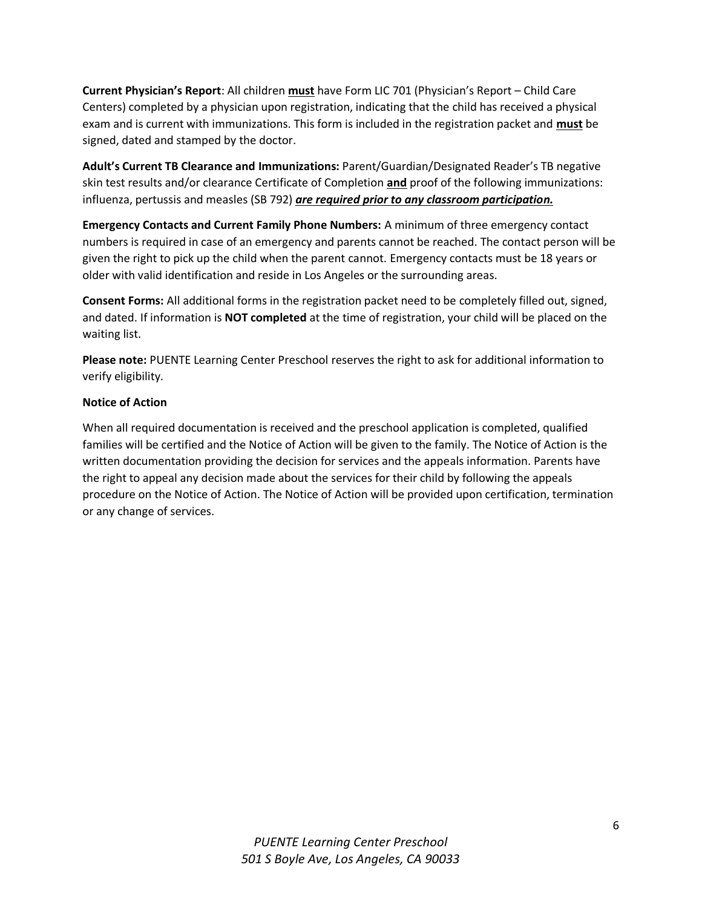**Current Physician's Report**: All children **must** have Form LIC 701 (Physician's Report – Child Care Centers) completed by a physician upon registration, indicating that the child has received a physical exam and is current with immunizations. This form is included in the registration packet and **must** be signed, dated and stamped by the doctor.

**Adult's Current TB Clearance and Immunizations:** Parent/Guardian/Designated Reader's TB negative skin test results and/or clearance Certificate of Completion **and** proof of the following immunizations: influenza, pertussis and measles (SB 792) ***are required prior to any classroom participation.***

**Emergency Contacts and Current Family Phone Numbers:** A minimum of three emergency contact numbers is required in case of an emergency and parents cannot be reached. The contact person will be given the right to pick up the child when the parent cannot. Emergency contacts must be 18 years or older with valid identification and reside in Los Angeles or the surrounding areas.

**Consent Forms:** All additional forms in the registration packet need to be completely filled out, signed, and dated. If information is **NOT completed** at the time of registration, your child will be placed on the waiting list.

**Please note:** PUENTE Learning Center Preschool reserves the right to ask for additional information to verify eligibility.

**Notice of Action**

When all required documentation is received and the preschool application is completed, qualified families will be certified and the Notice of Action will be given to the family. The Notice of Action is the written documentation providing the decision for services and the appeals information. Parents have the right to appeal any decision made about the services for their child by following the appeals procedure on the Notice of Action. The Notice of Action will be provided upon certification, termination or any change of services.